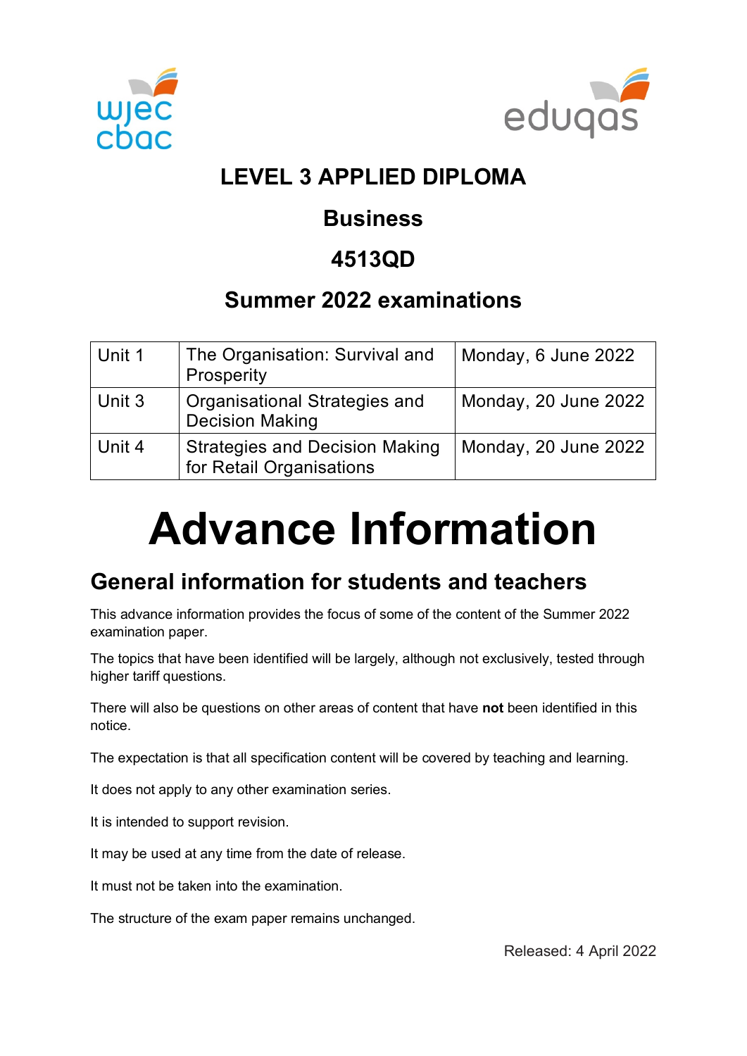# LEVEL 3 APPLIED DIPLOMA

## Business

## 4513QD

## Summer 2022 examinations

| Unit 1 | The Organisation: Survival and Prosperity | Monday, 6 June 2022 |
|---|---|---|
| Unit 3 | Organisational Strategies and Decision Making | Monday, 20 June 2022 |
| Unit 4 | Strategies and Decision Making for Retail Organisations | Monday, 20 June 2022 |

# Advance Information

## General information for students and teachers

This advance information provides the focus of some of the content of the Summer 2022 examination paper.

The topics that have been identified will be largely, although not exclusively, tested through higher tariff questions.

There will also be questions on other areas of content that have **not** been identified in this notice.

The expectation is that all specification content will be covered by teaching and learning.

It does not apply to any other examination series.

It is intended to support revision.

It may be used at any time from the date of release.

It must not be taken into the examination.

The structure of the exam paper remains unchanged.

Released: 4 April 2022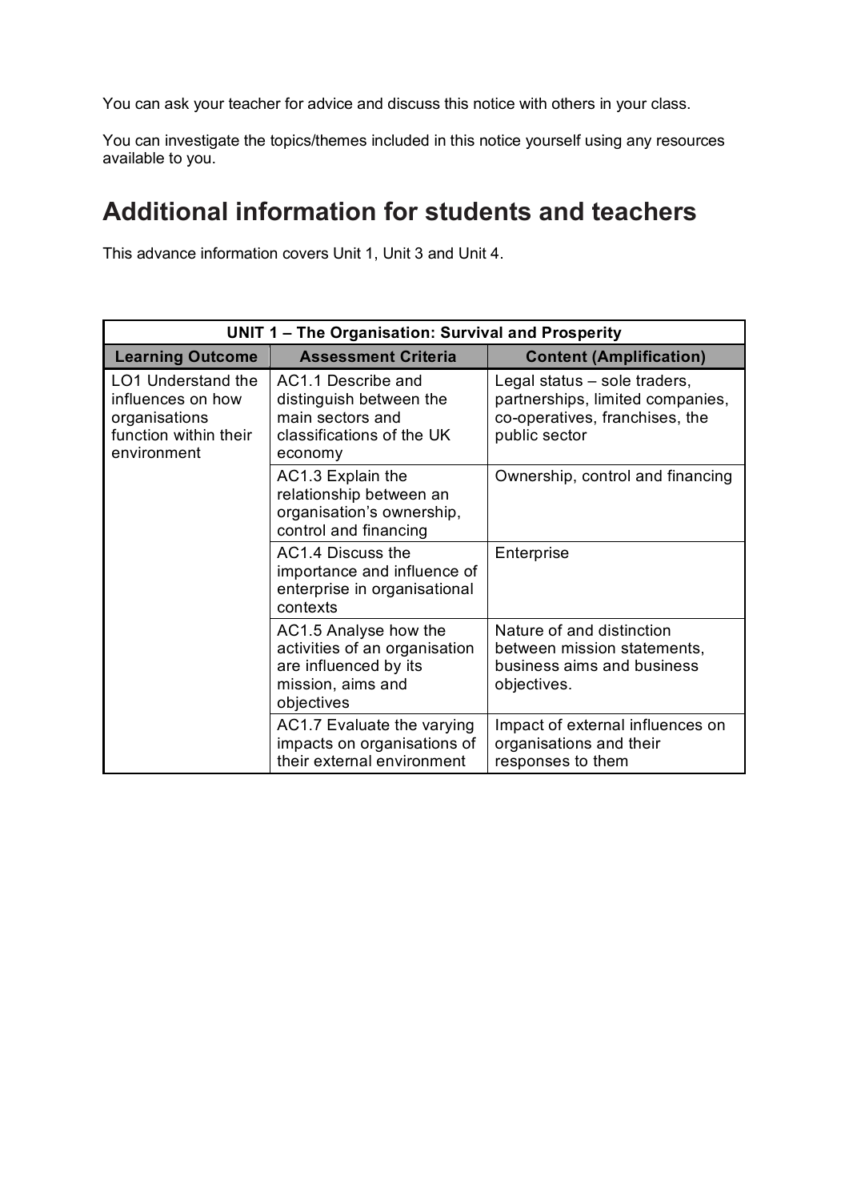You can ask your teacher for advice and discuss this notice with others in your class.

You can investigate the topics/themes included in this notice yourself using any resources available to you.

## Additional information for students and teachers

This advance information covers Unit 1, Unit 3 and Unit 4.

| UNIT 1 – The Organisation: Survival and Prosperity | | |
|---|---|---|
| **Learning Outcome** | **Assessment Criteria** | **Content (Amplification)** |
| LO1 Understand the influences on how organisations function within their environment | AC1.1 Describe and distinguish between the main sectors and classifications of the UK economy | Legal status – sole traders, partnerships, limited companies, co-operatives, franchises, the public sector |
| | AC1.3 Explain the relationship between an organisation's ownership, control and financing | Ownership, control and financing |
| | AC1.4 Discuss the importance and influence of enterprise in organisational contexts | Enterprise |
| | AC1.5 Analyse how the activities of an organisation are influenced by its mission, aims and objectives | Nature of and distinction between mission statements, business aims and business objectives. |
| | AC1.7 Evaluate the varying impacts on organisations of their external environment | Impact of external influences on organisations and their responses to them |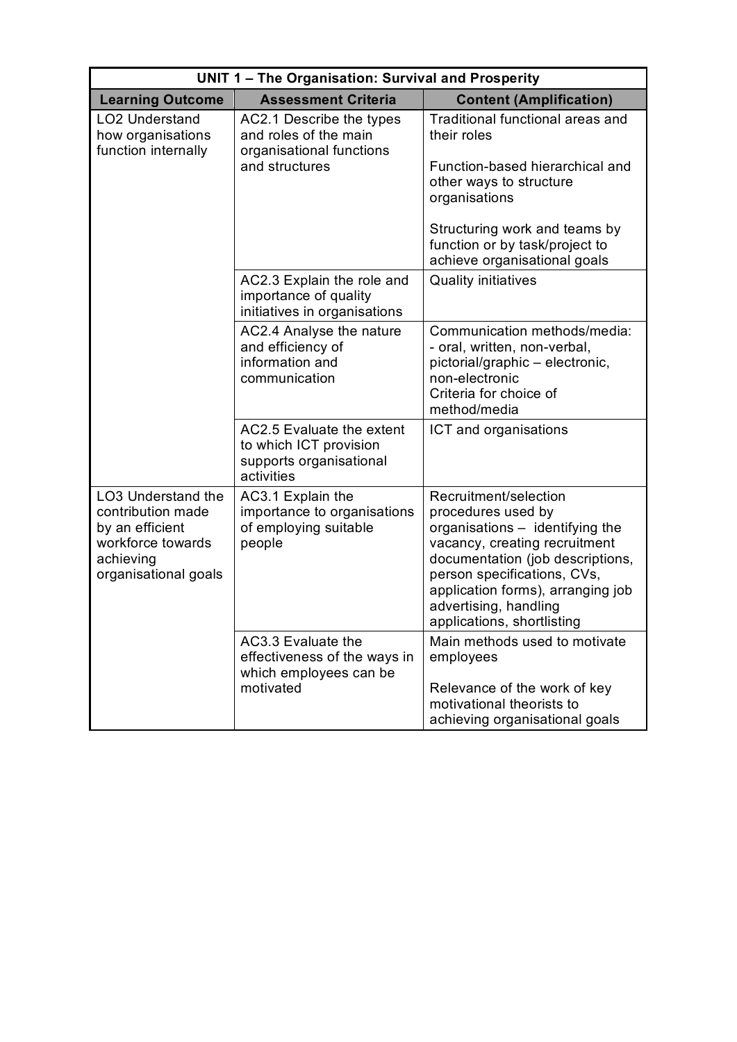| UNIT 1 – The Organisation: Survival and Prosperity | | |
|---|---|---|
| **Learning Outcome** | **Assessment Criteria** | **Content (Amplification)** |
| LO2 Understand how organisations function internally | AC2.1 Describe the types and roles of the main organisational functions and structures | Traditional functional areas and their roles<br><br>Function-based hierarchical and other ways to structure organisations<br><br>Structuring work and teams by function or by task/project to achieve organisational goals |
| | AC2.3 Explain the role and importance of quality initiatives in organisations | Quality initiatives |
| | AC2.4 Analyse the nature and efficiency of information and communication | Communication methods/media: - oral, written, non-verbal, pictorial/graphic – electronic, non-electronic<br>Criteria for choice of method/media |
| | AC2.5 Evaluate the extent to which ICT provision supports organisational activities | ICT and organisations |
| LO3 Understand the contribution made by an efficient workforce towards achieving organisational goals | AC3.1 Explain the importance to organisations of employing suitable people | Recruitment/selection procedures used by organisations – identifying the vacancy, creating recruitment documentation (job descriptions, person specifications, CVs, application forms), arranging job advertising, handling applications, shortlisting |
| | AC3.3 Evaluate the effectiveness of the ways in which employees can be motivated | Main methods used to motivate employees<br><br>Relevance of the work of key motivational theorists to achieving organisational goals |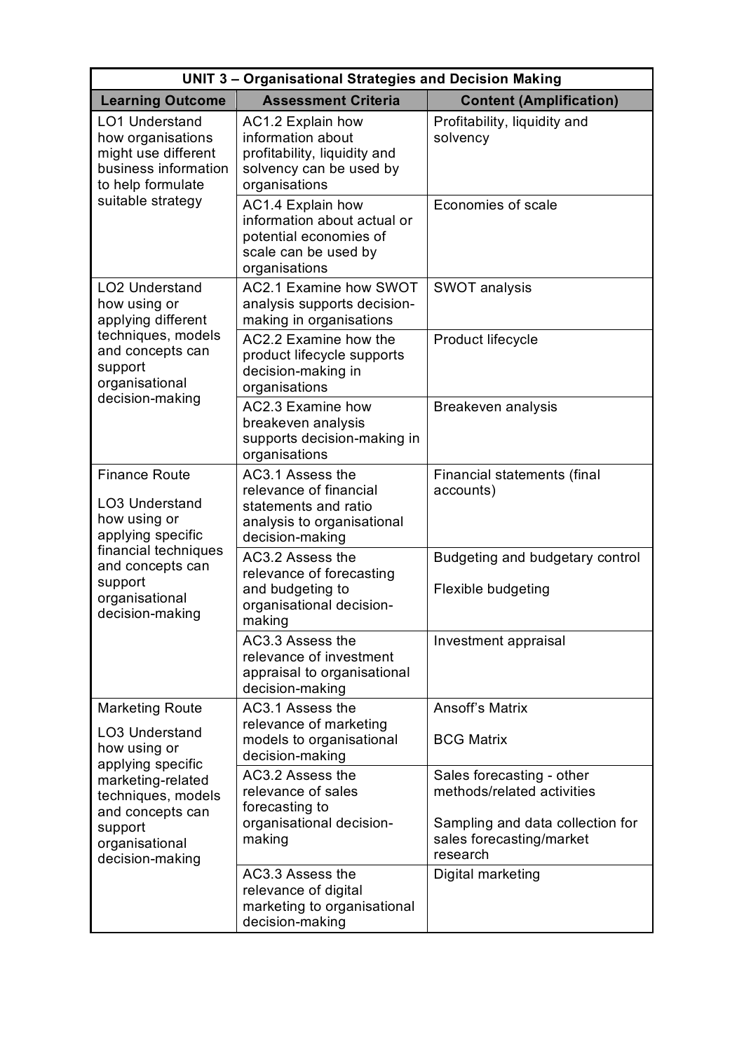| UNIT 3 – Organisational Strategies and Decision Making | | |
|---|---|---|
| **Learning Outcome** | **Assessment Criteria** | **Content (Amplification)** |
| LO1 Understand how organisations might use different business information to help formulate suitable strategy | AC1.2 Explain how information about profitability, liquidity and solvency can be used by organisations | Profitability, liquidity and solvency |
| | AC1.4 Explain how information about actual or potential economies of scale can be used by organisations | Economies of scale |
| LO2 Understand how using or applying different techniques, models and concepts can support organisational decision-making | AC2.1 Examine how SWOT analysis supports decision-making in organisations | SWOT analysis |
| | AC2.2 Examine how the product lifecycle supports decision-making in organisations | Product lifecycle |
| | AC2.3 Examine how breakeven analysis supports decision-making in organisations | Breakeven analysis |
| Finance Route<br><br>LO3 Understand how using or applying specific financial techniques and concepts can support organisational decision-making | AC3.1 Assess the relevance of financial statements and ratio analysis to organisational decision-making | Financial statements (final accounts) |
| | AC3.2 Assess the relevance of forecasting and budgeting to organisational decision-making | Budgeting and budgetary control<br><br>Flexible budgeting |
| | AC3.3 Assess the relevance of investment appraisal to organisational decision-making | Investment appraisal |
| Marketing Route<br><br>LO3 Understand how using or applying specific marketing-related techniques, models and concepts can support organisational decision-making | AC3.1 Assess the relevance of marketing models to organisational decision-making | Ansoff's Matrix<br><br>BCG Matrix |
| | AC3.2 Assess the relevance of sales forecasting to organisational decision-making | Sales forecasting - other methods/related activities<br><br>Sampling and data collection for sales forecasting/market research |
| | AC3.3 Assess the relevance of digital marketing to organisational decision-making | Digital marketing |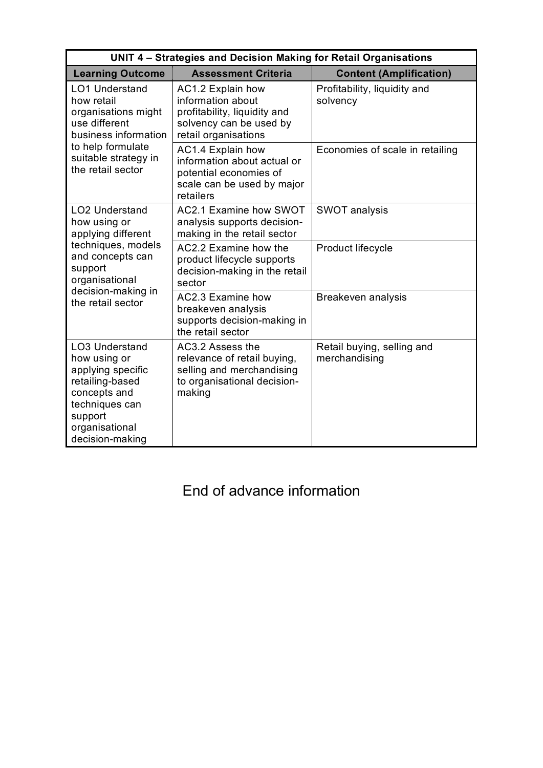| UNIT 4 – Strategies and Decision Making for Retail Organisations | | |
|---|---|---|
| **Learning Outcome** | **Assessment Criteria** | **Content (Amplification)** |
| LO1 Understand how retail organisations might use different business information to help formulate suitable strategy in the retail sector | AC1.2 Explain how information about profitability, liquidity and solvency can be used by retail organisations | Profitability, liquidity and solvency |
| | AC1.4 Explain how information about actual or potential economies of scale can be used by major retailers | Economies of scale in retailing |
| LO2 Understand how using or applying different techniques, models and concepts can support organisational decision-making in the retail sector | AC2.1 Examine how SWOT analysis supports decision-making in the retail sector | SWOT analysis |
| | AC2.2 Examine how the product lifecycle supports decision-making in the retail sector | Product lifecycle |
| | AC2.3 Examine how breakeven analysis supports decision-making in the retail sector | Breakeven analysis |
| LO3 Understand how using or applying specific retailing-based concepts and techniques can support organisational decision-making | AC3.2 Assess the relevance of retail buying, selling and merchandising to organisational decision-making | Retail buying, selling and merchandising |

End of advance information